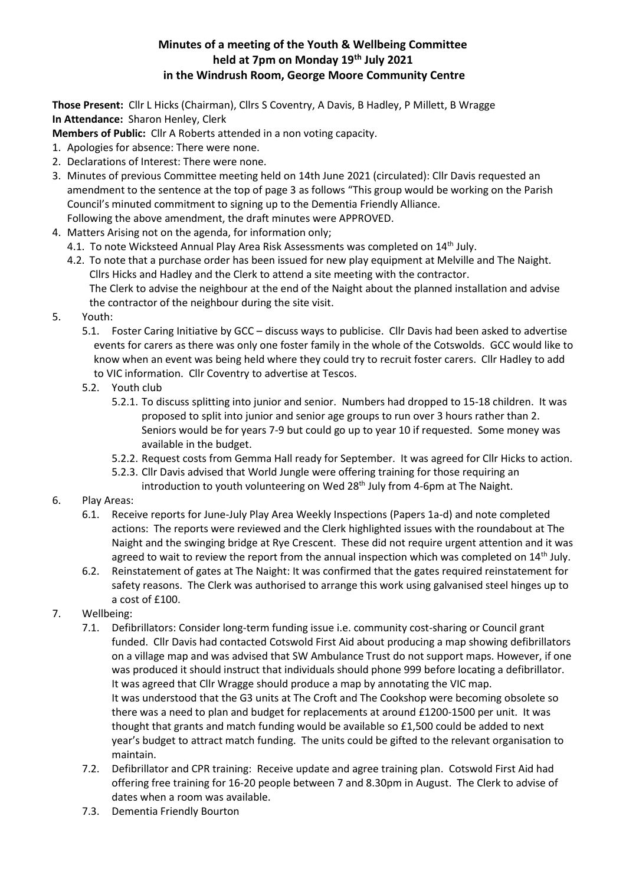# Minutes of a meeting of the Youth & Wellbeing Committee held at 7pm on Monday 19th July 2021 in the Windrush Room, George Moore Community Centre

**Those Present:** Cllr L Hicks (Chairman), Cllrs S Coventry, A Davis, B Hadley, P Millett, B Wragge
**In Attendance:** Sharon Henley, Clerk
**Members of Public:** Cllr A Roberts attended in a non voting capacity.

1. Apologies for absence: There were none.
2. Declarations of Interest: There were none.
3. Minutes of previous Committee meeting held on 14th June 2021 (circulated): Cllr Davis requested an amendment to the sentence at the top of page 3 as follows "This group would be working on the Parish Council's minuted commitment to signing up to the Dementia Friendly Alliance.
   Following the above amendment, the draft minutes were APPROVED.
4. Matters Arising not on the agenda, for information only;
   - 4.1. To note Wicksteed Annual Play Area Risk Assessments was completed on 14th July.
   - 4.2. To note that a purchase order has been issued for new play equipment at Melville and The Naight. Cllrs Hicks and Hadley and the Clerk to attend a site meeting with the contractor.
     The Clerk to advise the neighbour at the end of the Naight about the planned installation and advise the contractor of the neighbour during the site visit.
5. Youth:
   - 5.1. Foster Caring Initiative by GCC – discuss ways to publicise. Cllr Davis had been asked to advertise events for carers as there was only one foster family in the whole of the Cotswolds. GCC would like to know when an event was being held where they could try to recruit foster carers. Cllr Hadley to add to VIC information. Cllr Coventry to advertise at Tescos.
   - 5.2. Youth club
     - 5.2.1. To discuss splitting into junior and senior. Numbers had dropped to 15-18 children. It was proposed to split into junior and senior age groups to run over 3 hours rather than 2. Seniors would be for years 7-9 but could go up to year 10 if requested. Some money was available in the budget.
     - 5.2.2. Request costs from Gemma Hall ready for September. It was agreed for Cllr Hicks to action.
     - 5.2.3. Cllr Davis advised that World Jungle were offering training for those requiring an introduction to youth volunteering on Wed 28th July from 4-6pm at The Naight.
6. Play Areas:
   - 6.1. Receive reports for June-July Play Area Weekly Inspections (Papers 1a-d) and note completed actions: The reports were reviewed and the Clerk highlighted issues with the roundabout at The Naight and the swinging bridge at Rye Crescent. These did not require urgent attention and it was agreed to wait to review the report from the annual inspection which was completed on 14th July.
   - 6.2. Reinstatement of gates at The Naight: It was confirmed that the gates required reinstatement for safety reasons. The Clerk was authorised to arrange this work using galvanised steel hinges up to a cost of £100.
7. Wellbeing:
   - 7.1. Defibrillators: Consider long-term funding issue i.e. community cost-sharing or Council grant funded. Cllr Davis had contacted Cotswold First Aid about producing a map showing defibrillators on a village map and was advised that SW Ambulance Trust do not support maps. However, if one was produced it should instruct that individuals should phone 999 before locating a defibrillator. It was agreed that Cllr Wragge should produce a map by annotating the VIC map.
     It was understood that the G3 units at The Croft and The Cookshop were becoming obsolete so there was a need to plan and budget for replacements at around £1200-1500 per unit. It was thought that grants and match funding would be available so £1,500 could be added to next year's budget to attract match funding. The units could be gifted to the relevant organisation to maintain.
   - 7.2. Defibrillator and CPR training: Receive update and agree training plan. Cotswold First Aid had offering free training for 16-20 people between 7 and 8.30pm in August. The Clerk to advise of dates when a room was available.
   - 7.3. Dementia Friendly Bourton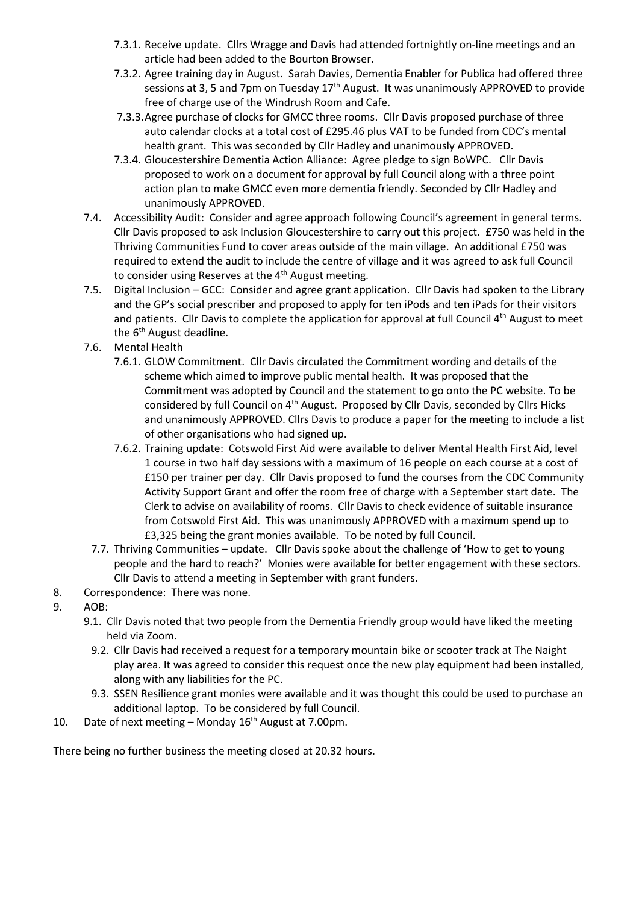- 7.3.1. Receive update. Cllrs Wragge and Davis had attended fortnightly on-line meetings and an article had been added to the Bourton Browser.
- 7.3.2. Agree training day in August. Sarah Davies, Dementia Enabler for Publica had offered three sessions at 3, 5 and 7pm on Tuesday 17th August. It was unanimously APPROVED to provide free of charge use of the Windrush Room and Cafe.
- 7.3.3. Agree purchase of clocks for GMCC three rooms. Cllr Davis proposed purchase of three auto calendar clocks at a total cost of £295.46 plus VAT to be funded from CDC's mental health grant. This was seconded by Cllr Hadley and unanimously APPROVED.
- 7.3.4. Gloucestershire Dementia Action Alliance: Agree pledge to sign BoWPC. Cllr Davis proposed to work on a document for approval by full Council along with a three point action plan to make GMCC even more dementia friendly. Seconded by Cllr Hadley and unanimously APPROVED.

7.4. Accessibility Audit: Consider and agree approach following Council's agreement in general terms. Cllr Davis proposed to ask Inclusion Gloucestershire to carry out this project. £750 was held in the Thriving Communities Fund to cover areas outside of the main village. An additional £750 was required to extend the audit to include the centre of village and it was agreed to ask full Council to consider using Reserves at the 4th August meeting.

7.5. Digital Inclusion – GCC: Consider and agree grant application. Cllr Davis had spoken to the Library and the GP's social prescriber and proposed to apply for ten iPods and ten iPads for their visitors and patients. Cllr Davis to complete the application for approval at full Council 4th August to meet the 6th August deadline.

7.6. Mental Health

- 7.6.1. GLOW Commitment. Cllr Davis circulated the Commitment wording and details of the scheme which aimed to improve public mental health. It was proposed that the Commitment was adopted by Council and the statement to go onto the PC website. To be considered by full Council on 4th August. Proposed by Cllr Davis, seconded by Cllrs Hicks and unanimously APPROVED. Cllrs Davis to produce a paper for the meeting to include a list of other organisations who had signed up.
- 7.6.2. Training update: Cotswold First Aid were available to deliver Mental Health First Aid, level 1 course in two half day sessions with a maximum of 16 people on each course at a cost of £150 per trainer per day. Cllr Davis proposed to fund the courses from the CDC Community Activity Support Grant and offer the room free of charge with a September start date. The Clerk to advise on availability of rooms. Cllr Davis to check evidence of suitable insurance from Cotswold First Aid. This was unanimously APPROVED with a maximum spend up to £3,325 being the grant monies available. To be noted by full Council.

7.7. Thriving Communities – update. Cllr Davis spoke about the challenge of 'How to get to young people and the hard to reach?' Monies were available for better engagement with these sectors. Cllr Davis to attend a meeting in September with grant funders.

8. Correspondence: There was none.

9. AOB:
   - 9.1. Cllr Davis noted that two people from the Dementia Friendly group would have liked the meeting held via Zoom.
   - 9.2. Cllr Davis had received a request for a temporary mountain bike or scooter track at The Naight play area. It was agreed to consider this request once the new play equipment had been installed, along with any liabilities for the PC.
   - 9.3. SSEN Resilience grant monies were available and it was thought this could be used to purchase an additional laptop. To be considered by full Council.

10. Date of next meeting – Monday 16th August at 7.00pm.

There being no further business the meeting closed at 20.32 hours.